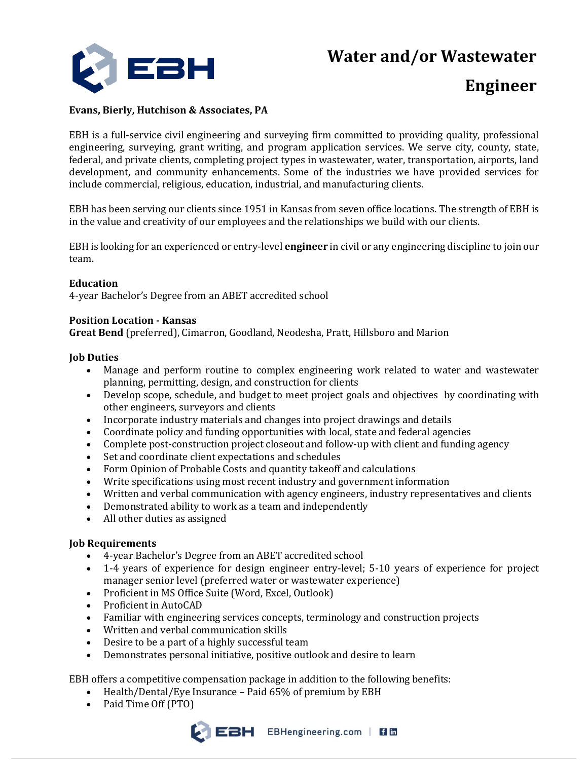# Water and/or Wastewater Engineer

**Evans, Bierly, Hutchison & Associates, PA**

EBH is a full-service civil engineering and surveying firm committed to providing quality, professional engineering, surveying, grant writing, and program application services. We serve city, county, state, federal, and private clients, completing project types in wastewater, water, transportation, airports, land development, and community enhancements. Some of the industries we have provided services for include commercial, religious, education, industrial, and manufacturing clients.

EBH has been serving our clients since 1951 in Kansas from seven office locations. The strength of EBH is in the value and creativity of our employees and the relationships we build with our clients.

EBH is looking for an experienced or entry-level **engineer** in civil or any engineering discipline to join our team.

**Education**
4-year Bachelor's Degree from an ABET accredited school

**Position Location - Kansas**
**Great Bend** (preferred), Cimarron, Goodland, Neodesha, Pratt, Hillsboro and Marion

**Job Duties**

- Manage and perform routine to complex engineering work related to water and wastewater planning, permitting, design, and construction for clients
- Develop scope, schedule, and budget to meet project goals and objectives by coordinating with other engineers, surveyors and clients
- Incorporate industry materials and changes into project drawings and details
- Coordinate policy and funding opportunities with local, state and federal agencies
- Complete post-construction project closeout and follow-up with client and funding agency
- Set and coordinate client expectations and schedules
- Form Opinion of Probable Costs and quantity takeoff and calculations
- Write specifications using most recent industry and government information
- Written and verbal communication with agency engineers, industry representatives and clients
- Demonstrated ability to work as a team and independently
- All other duties as assigned

**Job Requirements**

- 4-year Bachelor's Degree from an ABET accredited school
- 1-4 years of experience for design engineer entry-level; 5-10 years of experience for project manager senior level (preferred water or wastewater experience)
- Proficient in MS Office Suite (Word, Excel, Outlook)
- Proficient in AutoCAD
- Familiar with engineering services concepts, terminology and construction projects
- Written and verbal communication skills
- Desire to be a part of a highly successful team
- Demonstrates personal initiative, positive outlook and desire to learn

EBH offers a competitive compensation package in addition to the following benefits:

- Health/Dental/Eye Insurance – Paid 65% of premium by EBH
- Paid Time Off (PTO)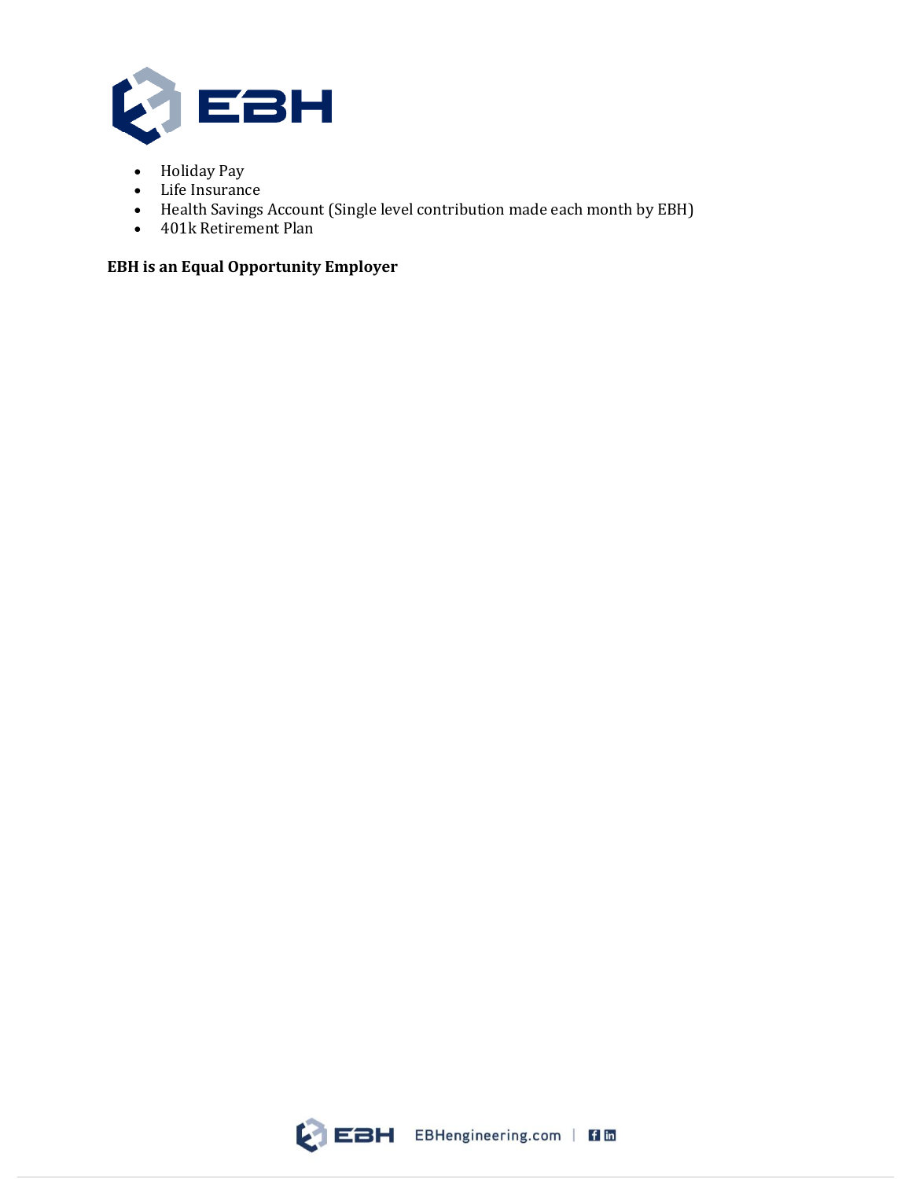- Holiday Pay
- Life Insurance
- Health Savings Account (Single level contribution made each month by EBH)
- 401k Retirement Plan

**EBH is an Equal Opportunity Employer**